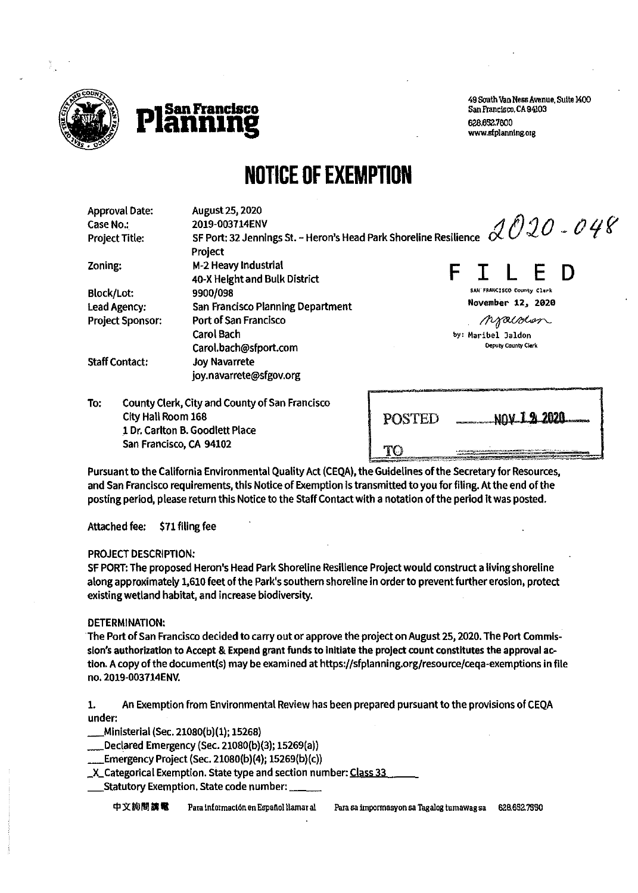San Francisco Planning

49 South Van Ness Avenue, Suite 1400
San Francisco, CA 94103
628.652.7600
www.sfplanning.org

# NOTICE OF EXEMPTION

| | |
|---|---|
| Approval Date: | August 25, 2020 |
| Case No.: | 2019-003714ENV |
| Project Title: | SF Port: 32 Jennings St. – Heron's Head Park Shoreline Resilience Project |
| Zoning: | M-2 Heavy Industrial<br>40-X Height and Bulk District |
| Block/Lot: | 9900/098 |
| Lead Agency: | San Francisco Planning Department |
| Project Sponsor: | Port of San Francisco<br>Carol Bach<br>Carol.bach@sfport.com |
| Staff Contact: | Joy Navarrete<br>joy.navarrete@sfgov.org |

2020-048

FILED
SAN FRANCISCO County Clerk
November 12, 2020
by: Maribel Jaldon
Deputy County Clerk

To: County Clerk, City and County of San Francisco
City Hall Room 168
1 Dr. Carlton B. Goodlett Place
San Francisco, CA 94102

POSTED NOV 12 2020
TO

Pursuant to the California Environmental Quality Act (CEQA), the Guidelines of the Secretary for Resources, and San Francisco requirements, this Notice of Exemption is transmitted to you for filing. At the end of the posting period, please return this Notice to the Staff Contact with a notation of the period it was posted.

Attached fee: $71 filing fee

PROJECT DESCRIPTION:

SF PORT: The proposed Heron's Head Park Shoreline Resilience Project would construct a living shoreline along approximately 1,610 feet of the Park's southern shoreline in order to prevent further erosion, protect existing wetland habitat, and increase biodiversity.

DETERMINATION:

The Port of San Francisco decided to carry out or approve the project on August 25, 2020. The Port Commission's authorization to Accept & Expend grant funds to initiate the project count constitutes the approval action. A copy of the document(s) may be examined at https://sfplanning.org/resource/ceqa-exemptions in file no. 2019-003714ENV.

1. An Exemption from Environmental Review has been prepared pursuant to the provisions of CEQA under:

___Ministerial (Sec. 21080(b)(1); 15268)
___Declared Emergency (Sec. 21080(b)(3); 15269(a))
___Emergency Project (Sec. 21080(b)(4); 15269(b)(c))
_X_Categorical Exemption. State type and section number: Class 33
___Statutory Exemption. State code number: ______

中文詢問請電 Para información en Español llamar al Para sa impormasyon sa Tagalog tumawag sa 628.652.7550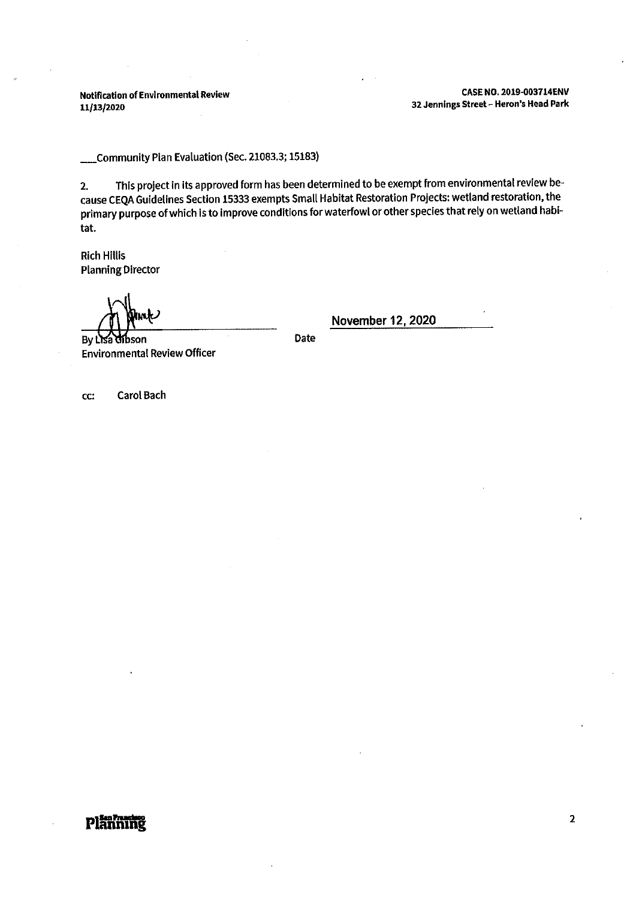___Community Plan Evaluation (Sec. 21083.3; 15183)

2. This project in its approved form has been determined to be exempt from environmental review because CEQA Guidelines Section 15333 exempts Small Habitat Restoration Projects: wetland restoration, the primary purpose of which is to improve conditions for waterfowl or other species that rely on wetland habitat.

Rich Hillis
Planning Director

By Lisa Gibson
Environmental Review Officer

Date November 12, 2020

cc: Carol Bach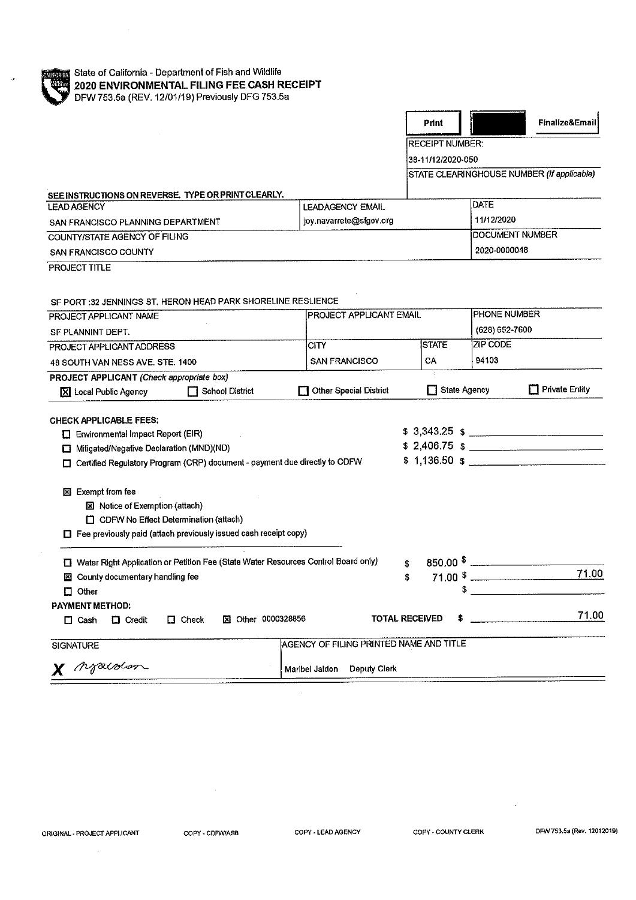State of California - Department of Fish and Wildlife

**2020 ENVIRONMENTAL FILING FEE CASH RECEIPT**

DFW 753.5a (REV. 12/01/19) Previously DFG 753.5a

Print | | Finalize&Email

RECEIPT NUMBER:
38-11/12/2020-050

STATE CLEARINGHOUSE NUMBER *(If applicable)*

**SEE INSTRUCTIONS ON REVERSE. TYPE OR PRINT CLEARLY.**

| LEAD AGENCY | LEADAGENCY EMAIL | DATE |
|---|---|---|
| SAN FRANCISCO PLANNING DEPARTMENT | joy.navarrete@sfgov.org | 11/12/2020 |
| **COUNTY/STATE AGENCY OF FILING** | | **DOCUMENT NUMBER** |
| SAN FRANCISCO COUNTY | | 2020-0000048 |

PROJECT TITLE

SF PORT :32 JENNINGS ST. HERON HEAD PARK SHORELINE RESLIENCE

| PROJECT APPLICANT NAME | PROJECT APPLICANT EMAIL | | PHONE NUMBER |
|---|---|---|---|
| SF PLANNINT DEPT. | | | (628) 652-7600 |
| **PROJECT APPLICANT ADDRESS** | **CITY** | **STATE** | **ZIP CODE** |
| 48 SOUTH VAN NESS AVE. STE. 1400 | SAN FRANCISCO | CA | 94103 |

**PROJECT APPLICANT** *(Check appropriate box)*

[X] Local Public Agency [ ] School District [ ] Other Special District [ ] State Agency [ ] Private Entity

**CHECK APPLICABLE FEES:**

| | | |
|---|---|---|
| [ ] Environmental Impact Report (EIR) | $ 3,343.25 | $ |
| [ ] Mitigated/Negative Declaration (MND)(ND) | $ 2,406.75 | $ |
| [ ] Certified Regulatory Program (CRP) document - payment due directly to CDFW | $ 1,136.50 | $ |

[X] Exempt from fee
- [X] Notice of Exemption (attach)
- [ ] CDFW No Effect Determination (attach)

[ ] Fee previously paid (attach previously issued cash receipt copy)

| | | |
|---|---|---|
| [ ] Water Right Application or Petition Fee (State Water Resources Control Board only) | $ 850.00 | $ |
| [X] County documentary handling fee | $ 71.00 | $ 71.00 |
| [ ] Other | | $ |

**PAYMENT METHOD:**

[ ] Cash [ ] Credit [ ] Check [X] Other 0000328856 **TOTAL RECEIVED** $ 71.00

| SIGNATURE | AGENCY OF FILING PRINTED NAME AND TITLE |
|---|---|
| X *(signature)* | Maribel Jaldon Deputy Clerk |

ORIGINAL - PROJECT APPLICANT COPY - CDFW/ASB COPY - LEAD AGENCY COPY - COUNTY CLERK DFW 753.5a (Rev. 12012019)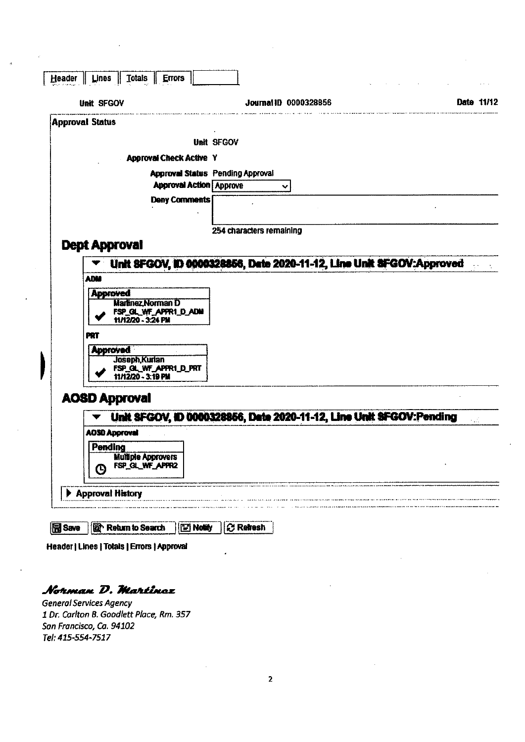Header | Lines | Totals | Errors

Unit SFGOV Journal ID 0000328856 Date 11/12

**Approval Status**

**Unit** SFGOV

**Approval Check Active** Y

**Approval Status** Pending Approval

**Approval Action** Approve

**Deny Comments**

254 characters remaining

## Dept Approval

**Unit SFGOV, ID 0000328856, Date 2020-11-12, Line Unit SFGOV:Approved**

**ADM**

**Approved**
Martinez,Norman D
FSP_GL_WF_APPR1_D_ADM
11/12/20 - 3:24 PM

**PRT**

**Approved**
Joseph,Kurian
FSP_GL_WF_APPR1_D_PRT
11/12/20 - 3:19 PM

## AOSD Approval

**Unit SFGOV, ID 0000328856, Date 2020-11-12, Line Unit SFGOV:Pending**

**AOSD Approval**

**Pending**
Multiple Approvers
FSP_GL_WF_APPR2

**Approval History**

Save | Return to Search | Notify | Refresh

Header | Lines | Totals | Errors | Approval

*Norman D. Martinez*
*General Services Agency*
*1 Dr. Carlton B. Goodlett Place, Rm. 357*
*San Francisco, Ca. 94102*
*Tel: 415-554-7517*